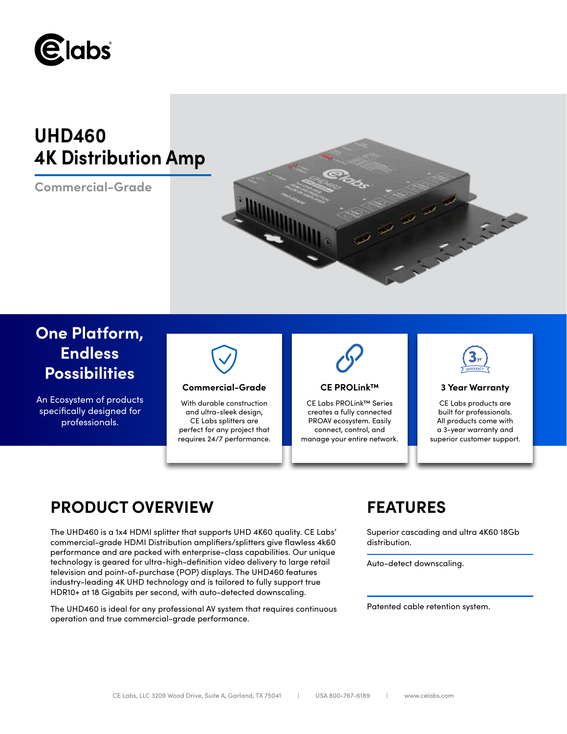# UHD460
# 4K Distribution Amp

**Commercial-Grade**

## One Platform, Endless Possibilities

An Ecosystem of products specifically designed for professionals.

### Commercial-Grade

With durable construction and ultra-sleek design, CE Labs splitters are perfect for any project that requires 24/7 performance.

### CE PROLink™

CE Labs PROLink™ Series creates a fully connected PROAV ecosystem. Easily connect, control, and manage your entire network.

### 3 Year Warranty

CE Labs products are built for professionals. All products come with a 3-year warranty and superior customer support.

## PRODUCT OVERVIEW

The UHD460 is a 1x4 HDMI splitter that supports UHD 4K60 quality. CE Labs' commercial-grade HDMI Distribution amplifiers/splitters give flawless 4k60 performance and are packed with enterprise-class capabilities. Our unique technology is geared for ultra-high-definition video delivery to large retail television and point-of-purchase (POP) displays. The UHD460 features industry-leading 4K UHD technology and is tailored to fully support true HDR10+ at 18 Gigabits per second, with auto-detected downscaling.

The UHD460 is ideal for any professional AV system that requires continuous operation and true commercial-grade performance.

## FEATURES

Superior cascading and ultra 4K60 18Gb distribution.

Auto-detect downscaling.

Patented cable retention system.

CE Labs, LLC 3209 Wood Drive, Suite A, Garland, TX 75041 | USA 800-767-6189 | www.celabs.com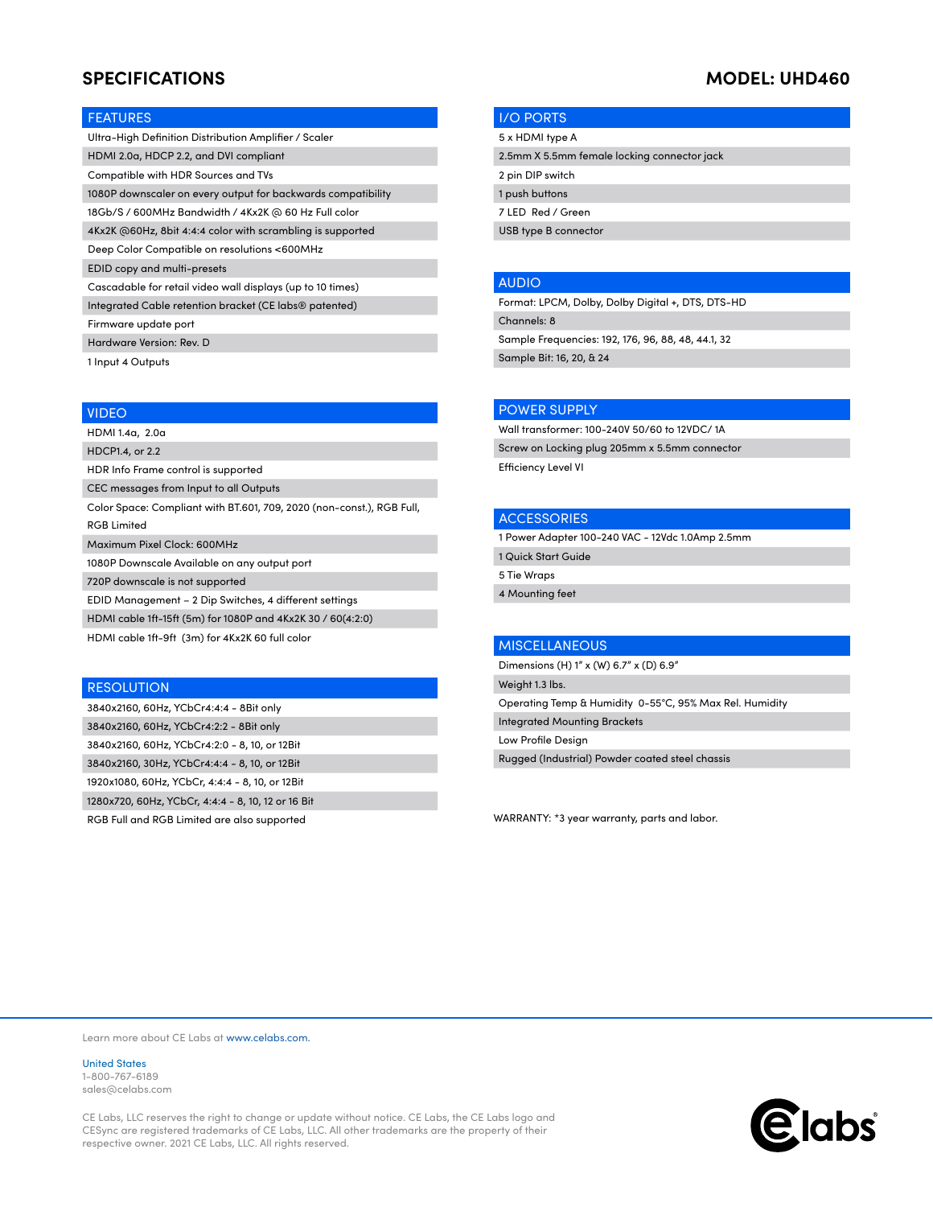# SPECIFICATIONS

## MODEL: UHD460

### FEATURES

Ultra-High Definition Distribution Amplifier / Scaler
HDMI 2.0a, HDCP 2.2, and DVI compliant
Compatible with HDR Sources and TVs
1080P downscaler on every output for backwards compatibility
18Gb/S / 600MHz Bandwidth / 4Kx2K @ 60 Hz Full color
4Kx2K @60Hz, 8bit 4:4:4 color with scrambling is supported
Deep Color Compatible on resolutions <600MHz
EDID copy and multi-presets
Cascadable for retail video wall displays (up to 10 times)
Integrated Cable retention bracket (CE labs® patented)
Firmware update port
Hardware Version: Rev. D
1 Input 4 Outputs

### VIDEO

HDMI 1.4a, 2.0a
HDCP1.4, or 2.2
HDR Info Frame control is supported
CEC messages from Input to all Outputs
Color Space: Compliant with BT.601, 709, 2020 (non-const.), RGB Full, RGB Limited
Maximum Pixel Clock: 600MHz
1080P Downscale Available on any output port
720P downscale is not supported
EDID Management – 2 Dip Switches, 4 different settings
HDMI cable 1ft-15ft (5m) for 1080P and 4Kx2K 30 / 60(4:2:0)
HDMI cable 1ft-9ft (3m) for 4Kx2K 60 full color

### RESOLUTION

3840x2160, 60Hz, YCbCr4:4:4 - 8Bit only
3840x2160, 60Hz, YCbCr4:2:2 - 8Bit only
3840x2160, 60Hz, YCbCr4:2:0 - 8, 10, or 12Bit
3840x2160, 30Hz, YCbCr4:4:4 - 8, 10, or 12Bit
1920x1080, 60Hz, YCbCr, 4:4:4 - 8, 10, or 12Bit
1280x720, 60Hz, YCbCr, 4:4:4 - 8, 10, 12 or 16 Bit
RGB Full and RGB Limited are also supported

### I/O PORTS

5 x HDMI type A
2.5mm X 5.5mm female locking connector jack
2 pin DIP switch
1 push buttons
7 LED Red / Green
USB type B connector

### AUDIO

Format: LPCM, Dolby, Dolby Digital +, DTS, DTS-HD
Channels: 8
Sample Frequencies: 192, 176, 96, 88, 48, 44.1, 32
Sample Bit: 16, 20, & 24

### POWER SUPPLY

Wall transformer: 100-240V 50/60 to 12VDC/ 1A
Screw on Locking plug 205mm x 5.5mm connector
Efficiency Level VI

### ACCESSORIES

1 Power Adapter 100-240 VAC - 12Vdc 1.0Amp 2.5mm
1 Quick Start Guide
5 Tie Wraps
4 Mounting feet

### MISCELLANEOUS

Dimensions (H) 1" x (W) 6.7" x (D) 6.9"
Weight 1.3 lbs.
Operating Temp & Humidity 0-55°C, 95% Max Rel. Humidity
Integrated Mounting Brackets
Low Profile Design
Rugged (Industrial) Powder coated steel chassis

WARRANTY: *3 year warranty, parts and labor.

Learn more about CE Labs at www.celabs.com.

United States
1-800-767-6189
sales@celabs.com

CE Labs, LLC reserves the right to change or update without notice. CE Labs, the CE Labs logo and CESync are registered trademarks of CE Labs, LLC. All other trademarks are the property of their respective owner. 2021 CE Labs, LLC. All rights reserved.